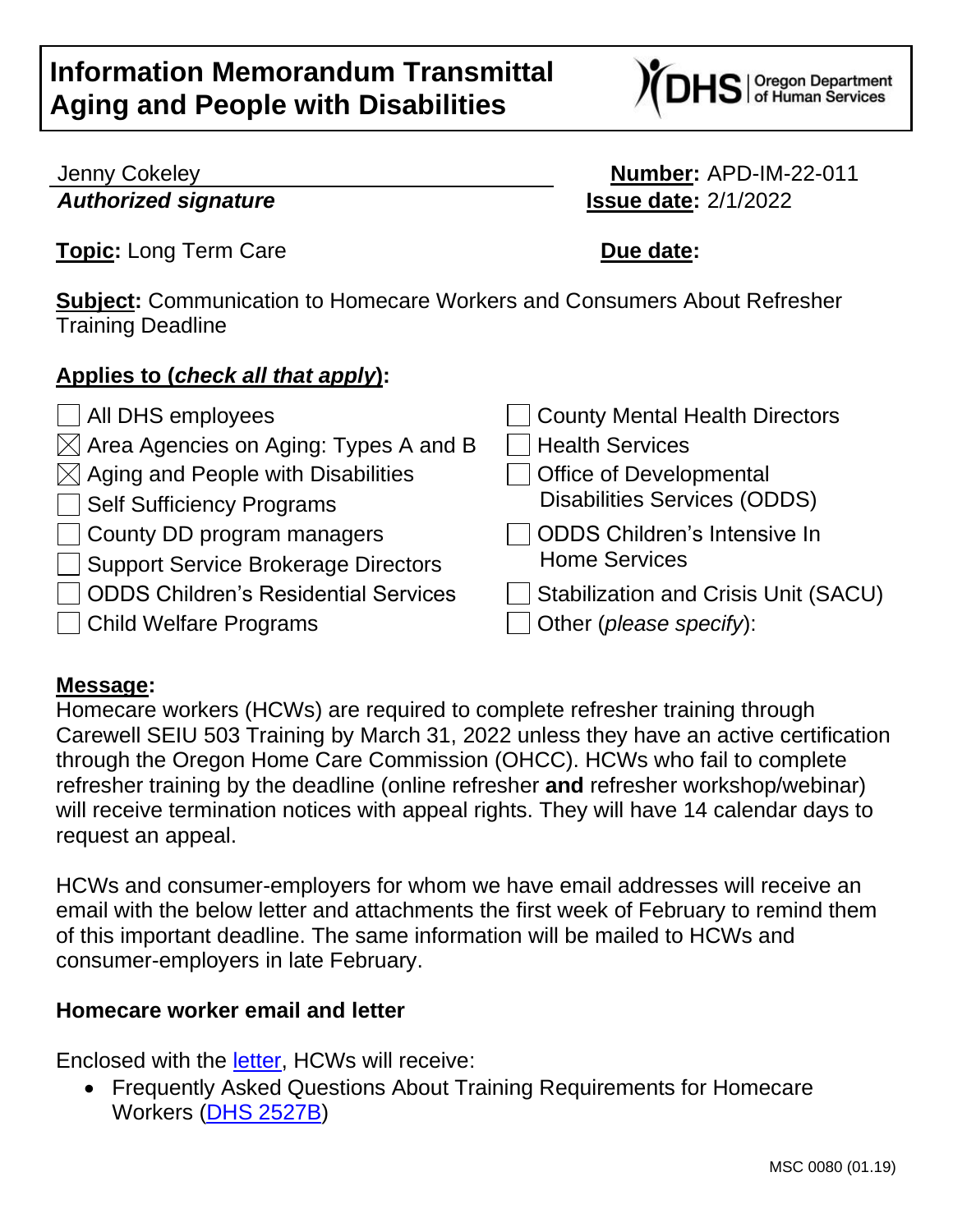# Information Memorandum Transmittal
# Aging and People with Disabilities

Jenny Cokeley
***Authorized signature***

**Number:** APD-IM-22-011
**Issue date:** 2/1/2022

**Topic:** Long Term Care

**Due date:**

**Subject:** Communication to Homecare Workers and Consumers About Refresher Training Deadline

**Applies to (*check all that apply*):**

- ☐ All DHS employees
- ☒ Area Agencies on Aging: Types A and B
- ☒ Aging and People with Disabilities
- ☐ Self Sufficiency Programs
- ☐ County DD program managers
- ☐ Support Service Brokerage Directors
- ☐ ODDS Children's Residential Services
- ☐ Child Welfare Programs
- ☐ County Mental Health Directors
- ☐ Health Services
- ☐ Office of Developmental Disabilities Services (ODDS)
- ☐ ODDS Children's Intensive In Home Services
- ☐ Stabilization and Crisis Unit (SACU)
- ☐ Other (*please specify*):

**Message:**

Homecare workers (HCWs) are required to complete refresher training through Carewell SEIU 503 Training by March 31, 2022 unless they have an active certification through the Oregon Home Care Commission (OHCC). HCWs who fail to complete refresher training by the deadline (online refresher **and** refresher workshop/webinar) will receive termination notices with appeal rights. They will have 14 calendar days to request an appeal.

HCWs and consumer-employers for whom we have email addresses will receive an email with the below letter and attachments the first week of February to remind them of this important deadline. The same information will be mailed to HCWs and consumer-employers in late February.

**Homecare worker email and letter**

Enclosed with the letter, HCWs will receive:

- Frequently Asked Questions About Training Requirements for Homecare Workers (DHS 2527B)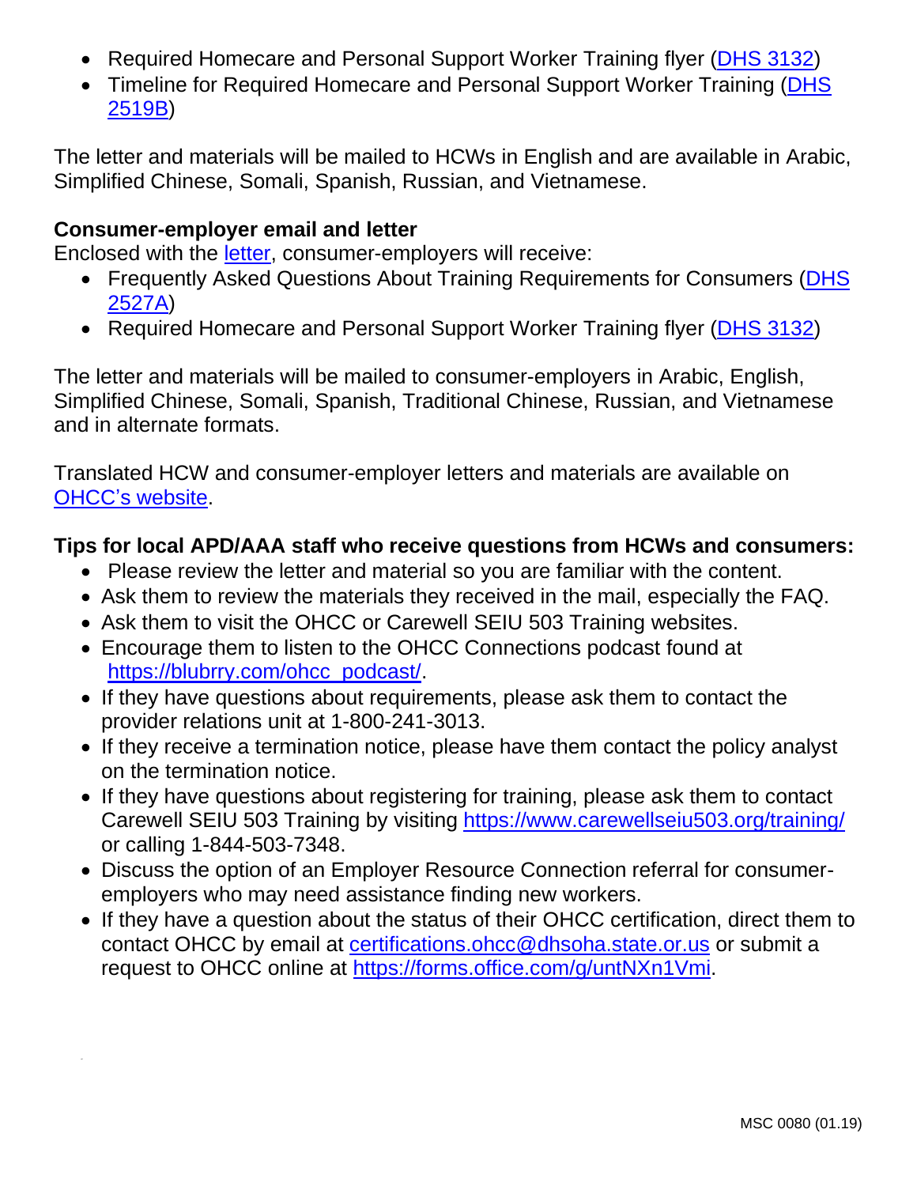- Required Homecare and Personal Support Worker Training flyer (DHS 3132)
- Timeline for Required Homecare and Personal Support Worker Training (DHS 2519B)

The letter and materials will be mailed to HCWs in English and are available in Arabic, Simplified Chinese, Somali, Spanish, Russian, and Vietnamese.

**Consumer-employer email and letter**

Enclosed with the letter, consumer-employers will receive:

- Frequently Asked Questions About Training Requirements for Consumers (DHS 2527A)
- Required Homecare and Personal Support Worker Training flyer (DHS 3132)

The letter and materials will be mailed to consumer-employers in Arabic, English, Simplified Chinese, Somali, Spanish, Traditional Chinese, Russian, and Vietnamese and in alternate formats.

Translated HCW and consumer-employer letters and materials are available on OHCC's website.

**Tips for local APD/AAA staff who receive questions from HCWs and consumers:**

- Please review the letter and material so you are familiar with the content.
- Ask them to review the materials they received in the mail, especially the FAQ.
- Ask them to visit the OHCC or Carewell SEIU 503 Training websites.
- Encourage them to listen to the OHCC Connections podcast found at https://blubrry.com/ohcc_podcast/.
- If they have questions about requirements, please ask them to contact the provider relations unit at 1-800-241-3013.
- If they receive a termination notice, please have them contact the policy analyst on the termination notice.
- If they have questions about registering for training, please ask them to contact Carewell SEIU 503 Training by visiting https://www.carewellseiu503.org/training/ or calling 1-844-503-7348.
- Discuss the option of an Employer Resource Connection referral for consumer-employers who may need assistance finding new workers.
- If they have a question about the status of their OHCC certification, direct them to contact OHCC by email at certifications.ohcc@dhsoha.state.or.us or submit a request to OHCC online at https://forms.office.com/g/untNXn1Vmi.

MSC 0080 (01.19)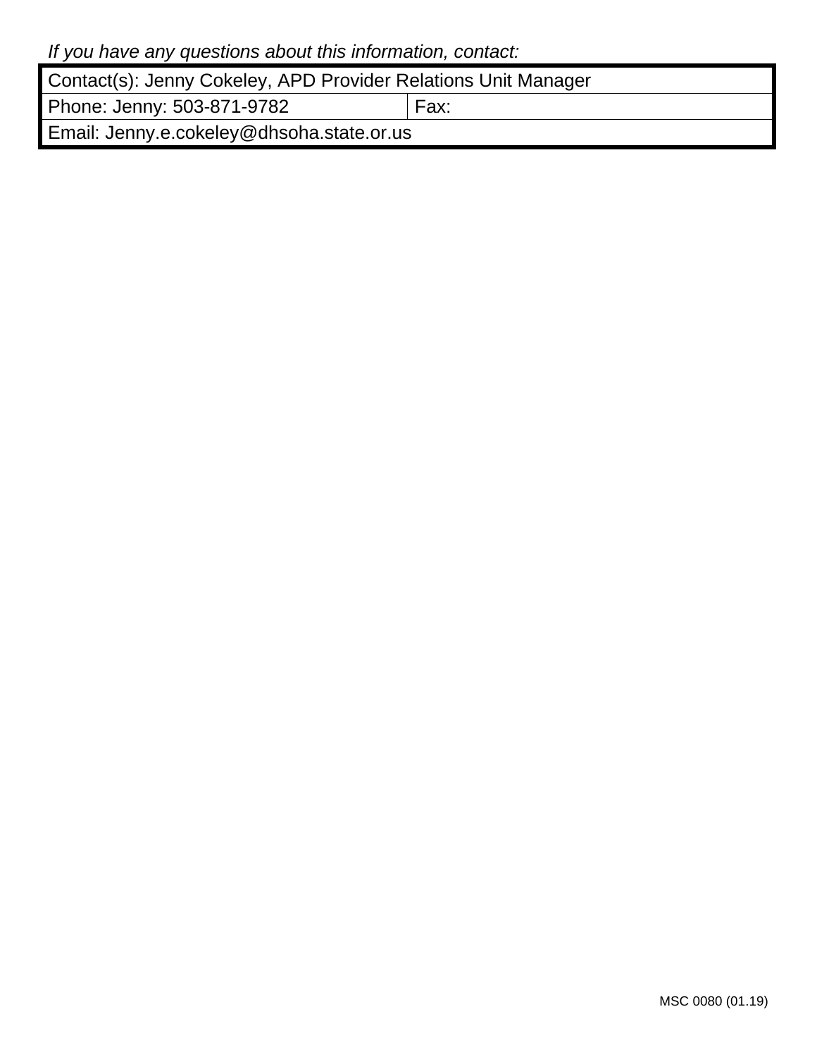*If you have any questions about this information, contact:*

| | |
|---|---|
| Contact(s): Jenny Cokeley, APD Provider Relations Unit Manager | |
| Phone: Jenny: 503-871-9782 | Fax: |
| Email: Jenny.e.cokeley@dhsoha.state.or.us | |

MSC 0080 (01.19)